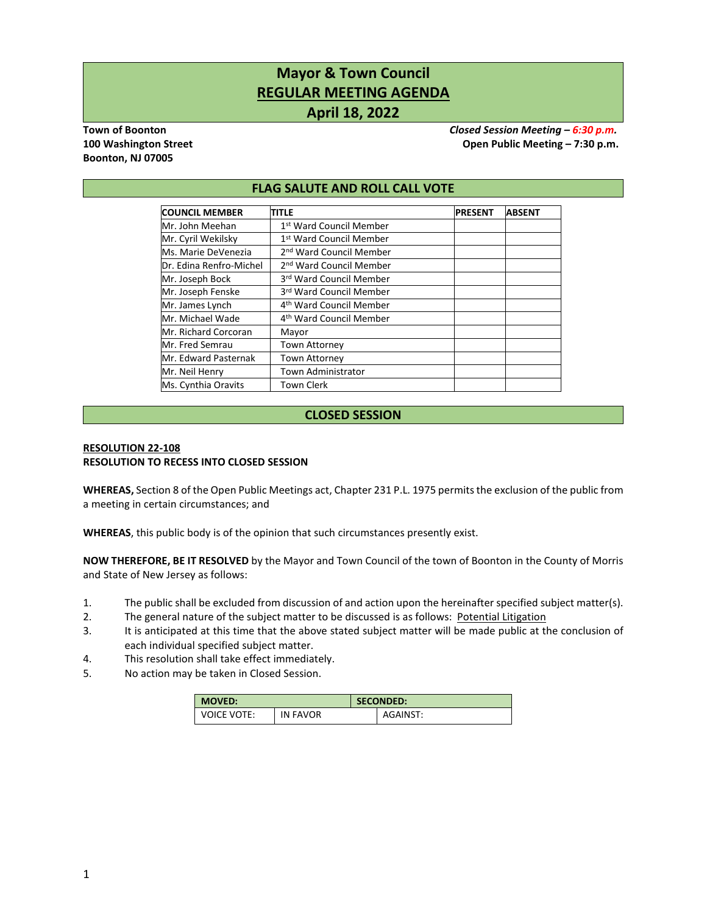# Mayor & Town Council
## REGULAR MEETING AGENDA
## April 18, 2022

**Town of Boonton**
**100 Washington Street**
**Boonton, NJ 07005**

***Closed Session Meeting – 6:30 p.m.***
**Open Public Meeting – 7:30 p.m.**

## FLAG SALUTE AND ROLL CALL VOTE

| COUNCIL MEMBER | TITLE | PRESENT | ABSENT |
|---|---|---|---|
| Mr. John Meehan | 1st Ward Council Member | | |
| Mr. Cyril Wekilsky | 1st Ward Council Member | | |
| Ms. Marie DeVenezia | 2nd Ward Council Member | | |
| Dr. Edina Renfro-Michel | 2nd Ward Council Member | | |
| Mr. Joseph Bock | 3rd Ward Council Member | | |
| Mr. Joseph Fenske | 3rd Ward Council Member | | |
| Mr. James Lynch | 4th Ward Council Member | | |
| Mr. Michael Wade | 4th Ward Council Member | | |
| Mr. Richard Corcoran | Mayor | | |
| Mr. Fred Semrau | Town Attorney | | |
| Mr. Edward Pasternak | Town Attorney | | |
| Mr. Neil Henry | Town Administrator | | |
| Ms. Cynthia Oravits | Town Clerk | | |

## CLOSED SESSION

**RESOLUTION 22-108**
**RESOLUTION TO RECESS INTO CLOSED SESSION**

**WHEREAS,** Section 8 of the Open Public Meetings act, Chapter 231 P.L. 1975 permits the exclusion of the public from a meeting in certain circumstances; and

**WHEREAS**, this public body is of the opinion that such circumstances presently exist.

**NOW THEREFORE, BE IT RESOLVED** by the Mayor and Town Council of the town of Boonton in the County of Morris and State of New Jersey as follows:

1. The public shall be excluded from discussion of and action upon the hereinafter specified subject matter(s).
2. The general nature of the subject matter to be discussed is as follows: Potential Litigation
3. It is anticipated at this time that the above stated subject matter will be made public at the conclusion of each individual specified subject matter.
4. This resolution shall take effect immediately.
5. No action may be taken in Closed Session.

| MOVED: | | SECONDED: |
|---|---|---|
| VOICE VOTE: | IN FAVOR | AGAINST: |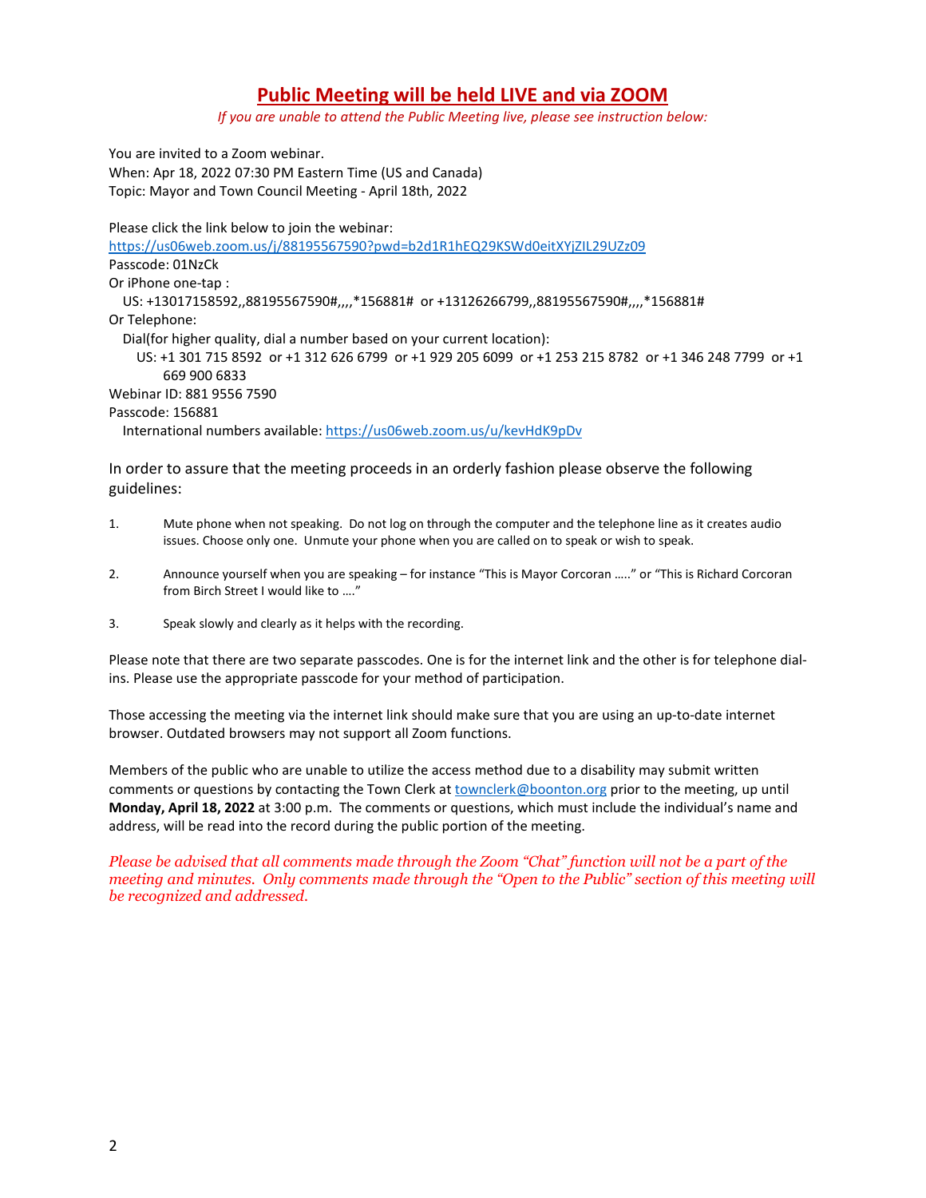# Public Meeting will be held LIVE and via ZOOM

*If you are unable to attend the Public Meeting live, please see instruction below:*

You are invited to a Zoom webinar.
When: Apr 18, 2022 07:30 PM Eastern Time (US and Canada)
Topic: Mayor and Town Council Meeting - April 18th, 2022

Please click the link below to join the webinar:
https://us06web.zoom.us/j/88195567590?pwd=b2d1R1hEQ29KSWd0eitXYjZIL29UZz09
Passcode: 01NzCk
Or iPhone one-tap :
US: +13017158592,,88195567590#,,,,*156881# or +13126266799,,88195567590#,,,,*156881#
Or Telephone:
Dial(for higher quality, dial a number based on your current location):
US: +1 301 715 8592 or +1 312 626 6799 or +1 929 205 6099 or +1 253 215 8782 or +1 346 248 7799 or +1 669 900 6833
Webinar ID: 881 9556 7590
Passcode: 156881
International numbers available: https://us06web.zoom.us/u/kevHdK9pDv

In order to assure that the meeting proceeds in an orderly fashion please observe the following guidelines:

1. Mute phone when not speaking. Do not log on through the computer and the telephone line as it creates audio issues. Choose only one. Unmute your phone when you are called on to speak or wish to speak.

2. Announce yourself when you are speaking – for instance "This is Mayor Corcoran ….." or "This is Richard Corcoran from Birch Street I would like to …."

3. Speak slowly and clearly as it helps with the recording.

Please note that there are two separate passcodes. One is for the internet link and the other is for telephone dial-ins. Please use the appropriate passcode for your method of participation.

Those accessing the meeting via the internet link should make sure that you are using an up-to-date internet browser. Outdated browsers may not support all Zoom functions.

Members of the public who are unable to utilize the access method due to a disability may submit written comments or questions by contacting the Town Clerk at townclerk@boonton.org prior to the meeting, up until **Monday, April 18, 2022** at 3:00 p.m. The comments or questions, which must include the individual's name and address, will be read into the record during the public portion of the meeting.

*Please be advised that all comments made through the Zoom "Chat" function will not be a part of the meeting and minutes. Only comments made through the "Open to the Public" section of this meeting will be recognized and addressed.*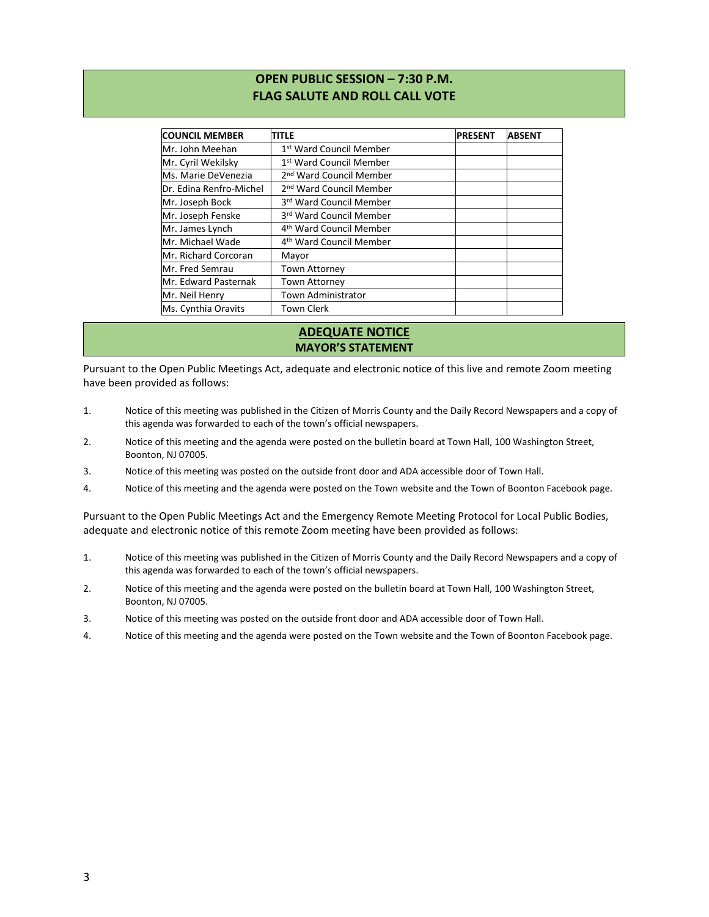## OPEN PUBLIC SESSION – 7:30 P.M.
## FLAG SALUTE AND ROLL CALL VOTE

| COUNCIL MEMBER | TITLE | PRESENT | ABSENT |
|---|---|---|---|
| Mr. John Meehan | 1st Ward Council Member | | |
| Mr. Cyril Wekilsky | 1st Ward Council Member | | |
| Ms. Marie DeVenezia | 2nd Ward Council Member | | |
| Dr. Edina Renfro-Michel | 2nd Ward Council Member | | |
| Mr. Joseph Bock | 3rd Ward Council Member | | |
| Mr. Joseph Fenske | 3rd Ward Council Member | | |
| Mr. James Lynch | 4th Ward Council Member | | |
| Mr. Michael Wade | 4th Ward Council Member | | |
| Mr. Richard Corcoran | Mayor | | |
| Mr. Fred Semrau | Town Attorney | | |
| Mr. Edward Pasternak | Town Attorney | | |
| Mr. Neil Henry | Town Administrator | | |
| Ms. Cynthia Oravits | Town Clerk | | |

## ADEQUATE NOTICE
## MAYOR'S STATEMENT

Pursuant to the Open Public Meetings Act, adequate and electronic notice of this live and remote Zoom meeting have been provided as follows:

1. Notice of this meeting was published in the Citizen of Morris County and the Daily Record Newspapers and a copy of this agenda was forwarded to each of the town's official newspapers.
2. Notice of this meeting and the agenda were posted on the bulletin board at Town Hall, 100 Washington Street, Boonton, NJ 07005.
3. Notice of this meeting was posted on the outside front door and ADA accessible door of Town Hall.
4. Notice of this meeting and the agenda were posted on the Town website and the Town of Boonton Facebook page.

Pursuant to the Open Public Meetings Act and the Emergency Remote Meeting Protocol for Local Public Bodies, adequate and electronic notice of this remote Zoom meeting have been provided as follows:

1. Notice of this meeting was published in the Citizen of Morris County and the Daily Record Newspapers and a copy of this agenda was forwarded to each of the town's official newspapers.
2. Notice of this meeting and the agenda were posted on the bulletin board at Town Hall, 100 Washington Street, Boonton, NJ 07005.
3. Notice of this meeting was posted on the outside front door and ADA accessible door of Town Hall.
4. Notice of this meeting and the agenda were posted on the Town website and the Town of Boonton Facebook page.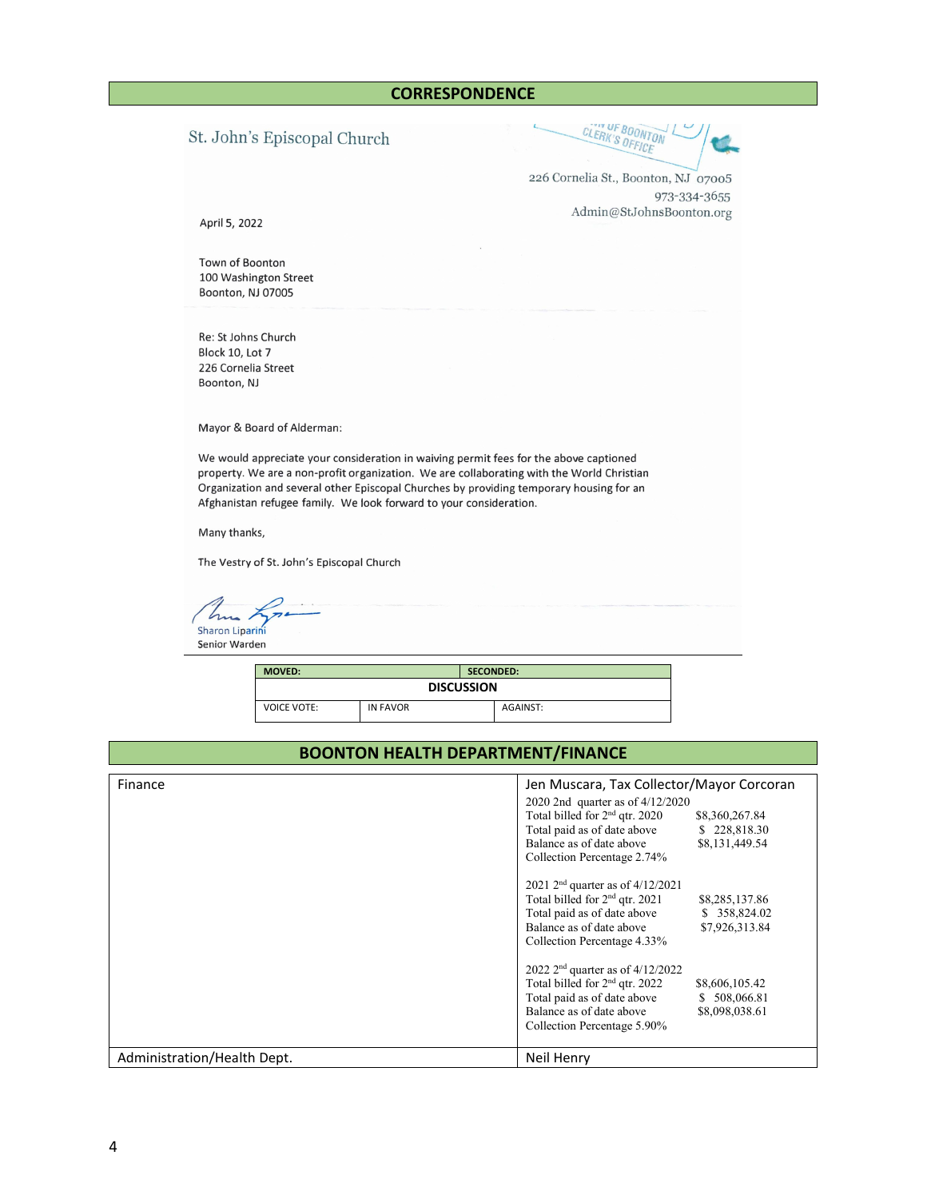## CORRESPONDENCE

St. John's Episcopal Church

TOWN OF BOONTON CLERK'S OFFICE

226 Cornelia St., Boonton, NJ 07005
973-334-3655
Admin@StJohnsBoonton.org

April 5, 2022

Town of Boonton
100 Washington Street
Boonton, NJ 07005

Re: St Johns Church
Block 10, Lot 7
226 Cornelia Street
Boonton, NJ

Mayor & Board of Alderman:

We would appreciate your consideration in waiving permit fees for the above captioned property. We are a non-profit organization. We are collaborating with the World Christian Organization and several other Episcopal Churches by providing temporary housing for an Afghanistan refugee family. We look forward to your consideration.

Many thanks,

The Vestry of St. John's Episcopal Church

Sharon Liparini
Senior Warden

| MOVED: | | SECONDED: |
|---|---|---|
| DISCUSSION | | |
| VOICE VOTE: | IN FAVOR | AGAINST: |

## BOONTON HEALTH DEPARTMENT/FINANCE

| Finance | Jen Muscara, Tax Collector/Mayor Corcoran |
|---|---|
| | 2020 2nd quarter as of 4/12/2020<br>Total billed for 2nd qtr. 2020 $8,360,267.84<br>Total paid as of date above $ 228,818.30<br>Balance as of date above $8,131,449.54<br>Collection Percentage 2.74%<br><br>2021 2nd quarter as of 4/12/2021<br>Total billed for 2nd qtr. 2021 $8,285,137.86<br>Total paid as of date above $ 358,824.02<br>Balance as of date above $7,926,313.84<br>Collection Percentage 4.33%<br><br>2022 2nd quarter as of 4/12/2022<br>Total billed for 2nd qtr. 2022 $8,606,105.42<br>Total paid as of date above $ 508,066.81<br>Balance as of date above $8,098,038.61<br>Collection Percentage 5.90% |
| Administration/Health Dept. | Neil Henry |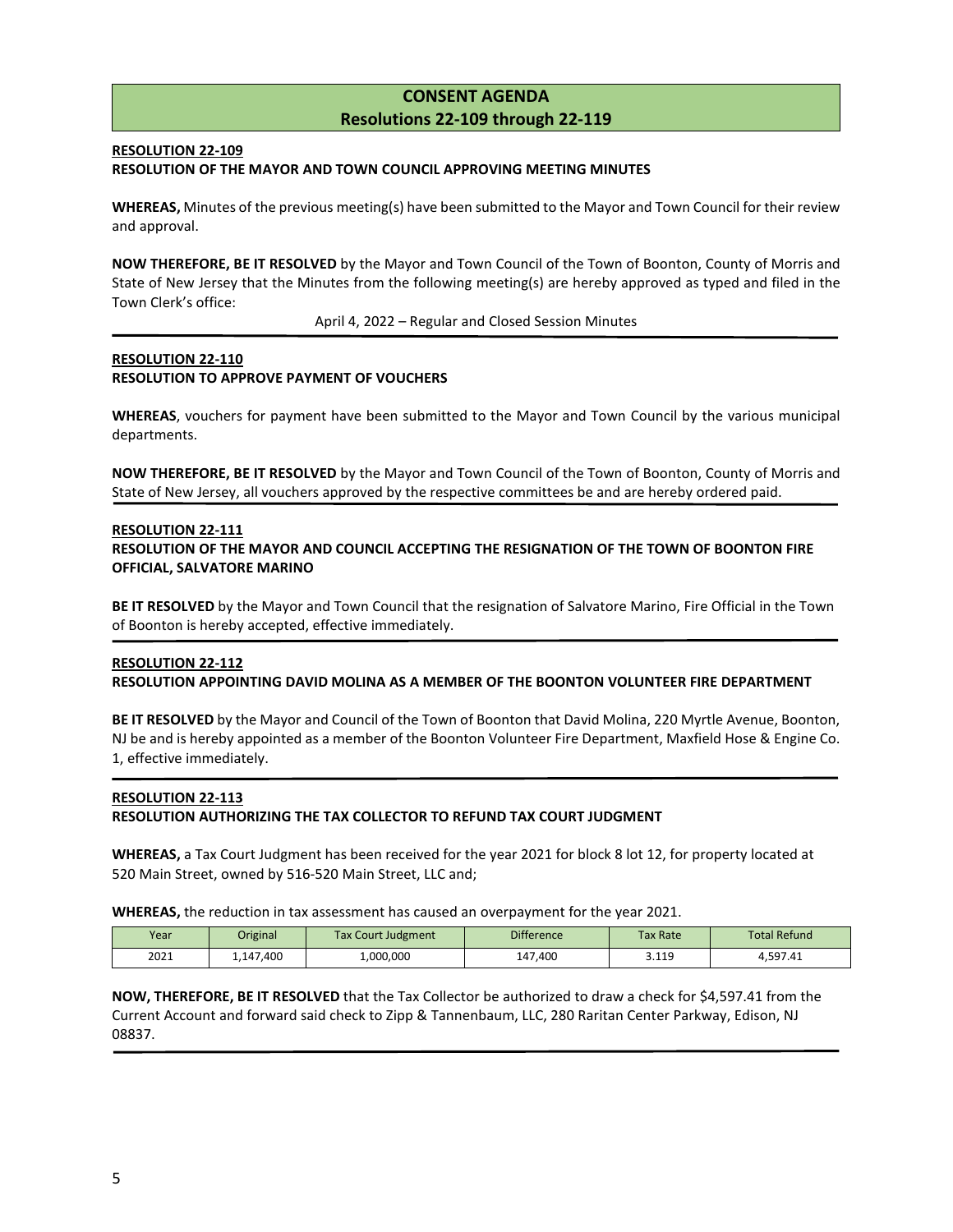## CONSENT AGENDA
## Resolutions 22-109 through 22-119

**RESOLUTION 22-109**
**RESOLUTION OF THE MAYOR AND TOWN COUNCIL APPROVING MEETING MINUTES**

**WHEREAS,** Minutes of the previous meeting(s) have been submitted to the Mayor and Town Council for their review and approval.

**NOW THEREFORE, BE IT RESOLVED** by the Mayor and Town Council of the Town of Boonton, County of Morris and State of New Jersey that the Minutes from the following meeting(s) are hereby approved as typed and filed in the Town Clerk's office:

April 4, 2022 – Regular and Closed Session Minutes

---

**RESOLUTION 22-110**
**RESOLUTION TO APPROVE PAYMENT OF VOUCHERS**

**WHEREAS**, vouchers for payment have been submitted to the Mayor and Town Council by the various municipal departments.

**NOW THEREFORE, BE IT RESOLVED** by the Mayor and Town Council of the Town of Boonton, County of Morris and State of New Jersey, all vouchers approved by the respective committees be and are hereby ordered paid.

---

**RESOLUTION 22-111**
**RESOLUTION OF THE MAYOR AND COUNCIL ACCEPTING THE RESIGNATION OF THE TOWN OF BOONTON FIRE OFFICIAL, SALVATORE MARINO**

**BE IT RESOLVED** by the Mayor and Town Council that the resignation of Salvatore Marino, Fire Official in the Town of Boonton is hereby accepted, effective immediately.

---

**RESOLUTION 22-112**
**RESOLUTION APPOINTING DAVID MOLINA AS A MEMBER OF THE BOONTON VOLUNTEER FIRE DEPARTMENT**

**BE IT RESOLVED** by the Mayor and Council of the Town of Boonton that David Molina, 220 Myrtle Avenue, Boonton, NJ be and is hereby appointed as a member of the Boonton Volunteer Fire Department, Maxfield Hose & Engine Co. 1, effective immediately.

---

**RESOLUTION 22-113**
**RESOLUTION AUTHORIZING THE TAX COLLECTOR TO REFUND TAX COURT JUDGMENT**

**WHEREAS,** a Tax Court Judgment has been received for the year 2021 for block 8 lot 12, for property located at 520 Main Street, owned by 516-520 Main Street, LLC and;

**WHEREAS,** the reduction in tax assessment has caused an overpayment for the year 2021.

| Year | Original | Tax Court Judgment | Difference | Tax Rate | Total Refund |
|---|---|---|---|---|---|
| 2021 | 1,147,400 | 1,000,000 | 147,400 | 3.119 | 4,597.41 |

**NOW, THEREFORE, BE IT RESOLVED** that the Tax Collector be authorized to draw a check for $4,597.41 from the Current Account and forward said check to Zipp & Tannenbaum, LLC, 280 Raritan Center Parkway, Edison, NJ 08837.

---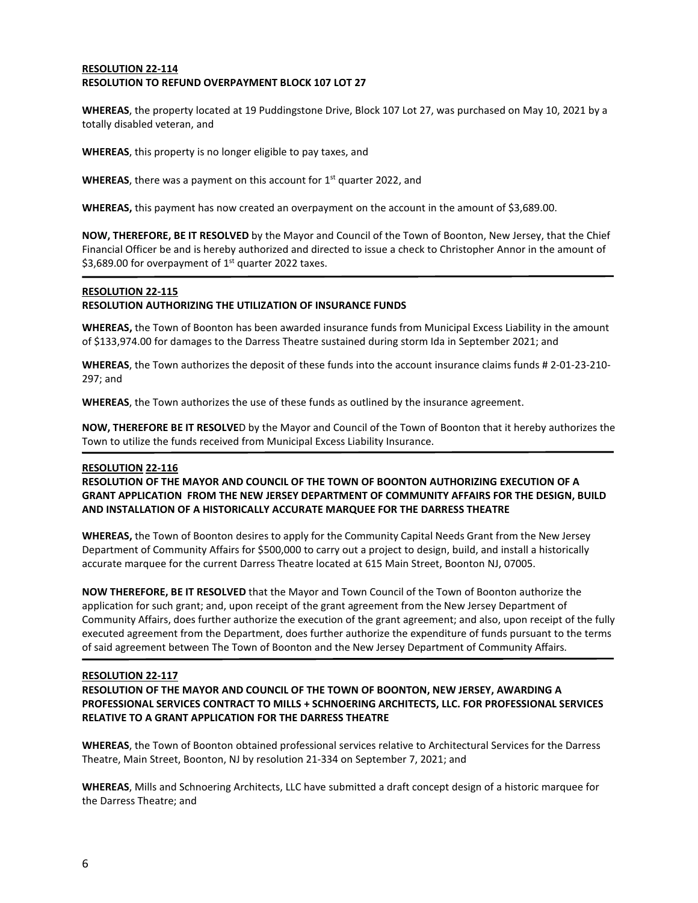**RESOLUTION 22-114**
**RESOLUTION TO REFUND OVERPAYMENT BLOCK 107 LOT 27**

**WHEREAS**, the property located at 19 Puddingstone Drive, Block 107 Lot 27, was purchased on May 10, 2021 by a totally disabled veteran, and

**WHEREAS**, this property is no longer eligible to pay taxes, and

**WHEREAS**, there was a payment on this account for 1st quarter 2022, and

**WHEREAS,** this payment has now created an overpayment on the account in the amount of $3,689.00.

**NOW, THEREFORE, BE IT RESOLVED** by the Mayor and Council of the Town of Boonton, New Jersey, that the Chief Financial Officer be and is hereby authorized and directed to issue a check to Christopher Annor in the amount of $3,689.00 for overpayment of 1st quarter 2022 taxes.

---

**RESOLUTION 22-115**
**RESOLUTION AUTHORIZING THE UTILIZATION OF INSURANCE FUNDS**

**WHEREAS,** the Town of Boonton has been awarded insurance funds from Municipal Excess Liability in the amount of $133,974.00 for damages to the Darress Theatre sustained during storm Ida in September 2021; and

**WHEREAS**, the Town authorizes the deposit of these funds into the account insurance claims funds # 2-01-23-210-297; and

**WHEREAS**, the Town authorizes the use of these funds as outlined by the insurance agreement.

**NOW, THEREFORE BE IT RESOLVE**D by the Mayor and Council of the Town of Boonton that it hereby authorizes the Town to utilize the funds received from Municipal Excess Liability Insurance.

---

**RESOLUTION 22-116**
**RESOLUTION OF THE MAYOR AND COUNCIL OF THE TOWN OF BOONTON AUTHORIZING EXECUTION OF A GRANT APPLICATION FROM THE NEW JERSEY DEPARTMENT OF COMMUNITY AFFAIRS FOR THE DESIGN, BUILD AND INSTALLATION OF A HISTORICALLY ACCURATE MARQUEE FOR THE DARRESS THEATRE**

**WHEREAS,** the Town of Boonton desires to apply for the Community Capital Needs Grant from the New Jersey Department of Community Affairs for $500,000 to carry out a project to design, build, and install a historically accurate marquee for the current Darress Theatre located at 615 Main Street, Boonton NJ, 07005.

**NOW THEREFORE, BE IT RESOLVED** that the Mayor and Town Council of the Town of Boonton authorize the application for such grant; and, upon receipt of the grant agreement from the New Jersey Department of Community Affairs, does further authorize the execution of the grant agreement; and also, upon receipt of the fully executed agreement from the Department, does further authorize the expenditure of funds pursuant to the terms of said agreement between The Town of Boonton and the New Jersey Department of Community Affairs.

---

**RESOLUTION 22-117**
**RESOLUTION OF THE MAYOR AND COUNCIL OF THE TOWN OF BOONTON, NEW JERSEY, AWARDING A PROFESSIONAL SERVICES CONTRACT TO MILLS + SCHNOERING ARCHITECTS, LLC. FOR PROFESSIONAL SERVICES RELATIVE TO A GRANT APPLICATION FOR THE DARRESS THEATRE**

**WHEREAS**, the Town of Boonton obtained professional services relative to Architectural Services for the Darress Theatre, Main Street, Boonton, NJ by resolution 21-334 on September 7, 2021; and

**WHEREAS**, Mills and Schnoering Architects, LLC have submitted a draft concept design of a historic marquee for the Darress Theatre; and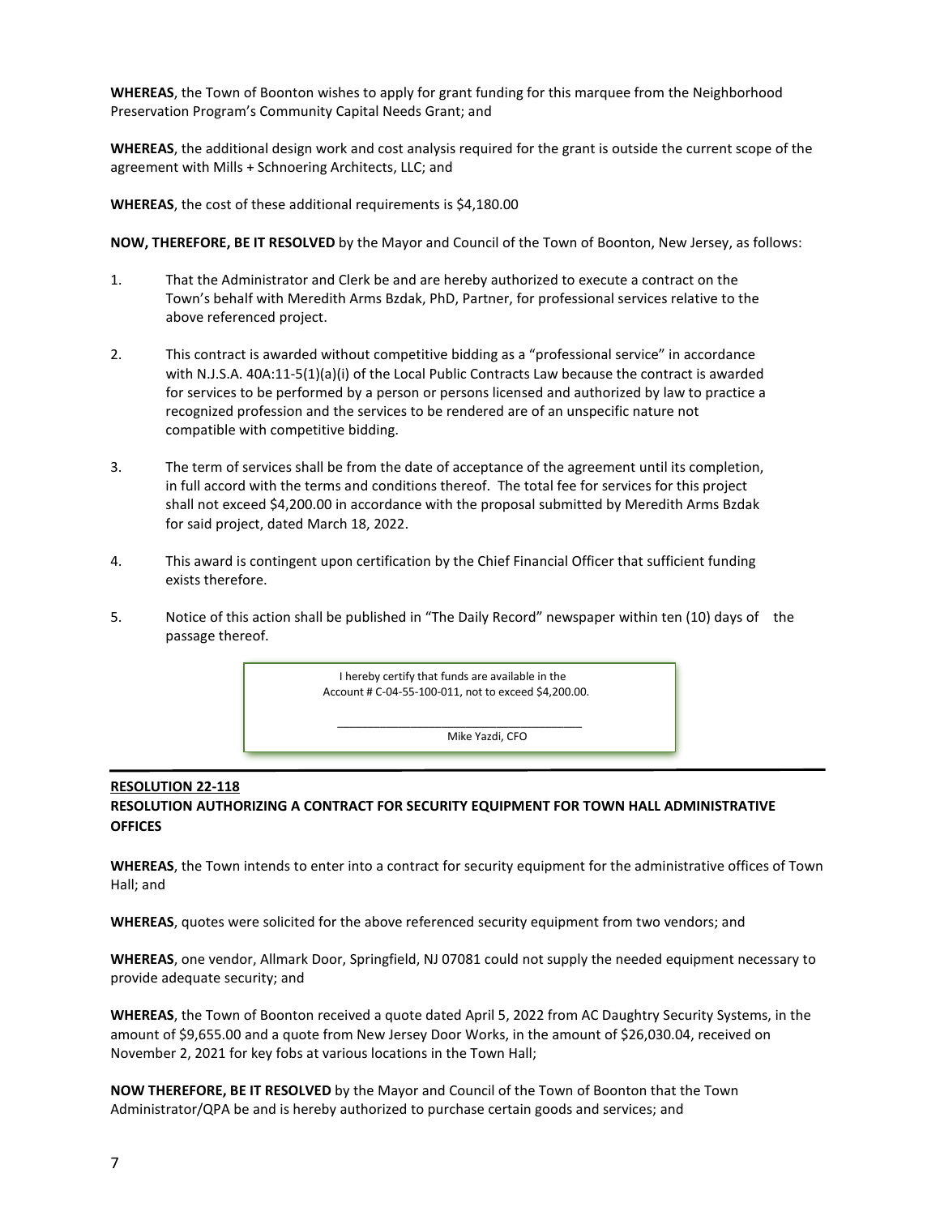**WHEREAS**, the Town of Boonton wishes to apply for grant funding for this marquee from the Neighborhood Preservation Program's Community Capital Needs Grant; and

**WHEREAS**, the additional design work and cost analysis required for the grant is outside the current scope of the agreement with Mills + Schnoering Architects, LLC; and

**WHEREAS**, the cost of these additional requirements is $4,180.00

**NOW, THEREFORE, BE IT RESOLVED** by the Mayor and Council of the Town of Boonton, New Jersey, as follows:

1. That the Administrator and Clerk be and are hereby authorized to execute a contract on the Town's behalf with Meredith Arms Bzdak, PhD, Partner, for professional services relative to the above referenced project.

2. This contract is awarded without competitive bidding as a "professional service" in accordance with N.J.S.A. 40A:11-5(1)(a)(i) of the Local Public Contracts Law because the contract is awarded for services to be performed by a person or persons licensed and authorized by law to practice a recognized profession and the services to be rendered are of an unspecific nature not compatible with competitive bidding.

3. The term of services shall be from the date of acceptance of the agreement until its completion, in full accord with the terms and conditions thereof. The total fee for services for this project shall not exceed $4,200.00 in accordance with the proposal submitted by Meredith Arms Bzdak for said project, dated March 18, 2022.

4. This award is contingent upon certification by the Chief Financial Officer that sufficient funding exists therefore.

5. Notice of this action shall be published in "The Daily Record" newspaper within ten (10) days of the passage thereof.

> I hereby certify that funds are available in the Account # C-04-55-100-011, not to exceed $4,200.00.
>
> \_\_\_\_\_\_\_\_\_\_\_\_\_\_\_\_\_\_\_\_\_\_\_\_\_\_\_\_\_\_\_\_\_\_\_\_\_\_\_\_
>
> Mike Yazdi, CFO

---

**RESOLUTION 22-118**

**RESOLUTION AUTHORIZING A CONTRACT FOR SECURITY EQUIPMENT FOR TOWN HALL ADMINISTRATIVE OFFICES**

**WHEREAS**, the Town intends to enter into a contract for security equipment for the administrative offices of Town Hall; and

**WHEREAS**, quotes were solicited for the above referenced security equipment from two vendors; and

**WHEREAS**, one vendor, Allmark Door, Springfield, NJ 07081 could not supply the needed equipment necessary to provide adequate security; and

**WHEREAS**, the Town of Boonton received a quote dated April 5, 2022 from AC Daughtry Security Systems, in the amount of $9,655.00 and a quote from New Jersey Door Works, in the amount of $26,030.04, received on November 2, 2021 for key fobs at various locations in the Town Hall;

**NOW THEREFORE, BE IT RESOLVED** by the Mayor and Council of the Town of Boonton that the Town Administrator/QPA be and is hereby authorized to purchase certain goods and services; and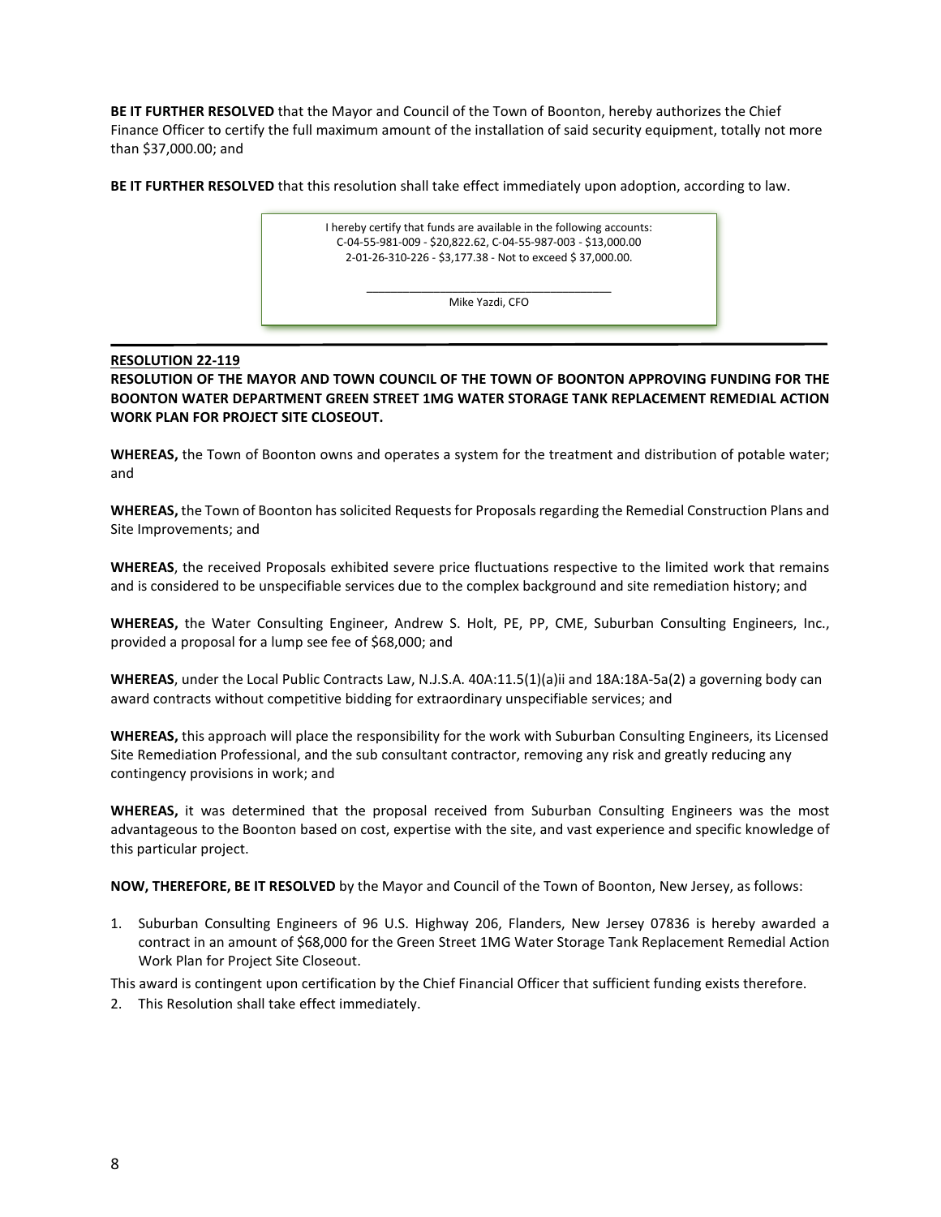**BE IT FURTHER RESOLVED** that the Mayor and Council of the Town of Boonton, hereby authorizes the Chief Finance Officer to certify the full maximum amount of the installation of said security equipment, totally not more than $37,000.00; and

**BE IT FURTHER RESOLVED** that this resolution shall take effect immediately upon adoption, according to law.

> I hereby certify that funds are available in the following accounts:
> C-04-55-981-009 - $20,822.62, C-04-55-987-003 - $13,000.00
> 2-01-26-310-226 - $3,177.38 - Not to exceed $ 37,000.00.
>
> \_\_\_\_\_\_\_\_\_\_\_\_\_\_\_\_\_\_\_\_\_\_\_\_\_\_\_\_\_\_\_\_\_\_\_\_\_\_\_\_
> Mike Yazdi, CFO

---

**RESOLUTION 22-119**

**RESOLUTION OF THE MAYOR AND TOWN COUNCIL OF THE TOWN OF BOONTON APPROVING FUNDING FOR THE BOONTON WATER DEPARTMENT GREEN STREET 1MG WATER STORAGE TANK REPLACEMENT REMEDIAL ACTION WORK PLAN FOR PROJECT SITE CLOSEOUT.**

**WHEREAS,** the Town of Boonton owns and operates a system for the treatment and distribution of potable water; and

**WHEREAS,** the Town of Boonton has solicited Requests for Proposals regarding the Remedial Construction Plans and Site Improvements; and

**WHEREAS**, the received Proposals exhibited severe price fluctuations respective to the limited work that remains and is considered to be unspecifiable services due to the complex background and site remediation history; and

**WHEREAS,** the Water Consulting Engineer, Andrew S. Holt, PE, PP, CME, Suburban Consulting Engineers, Inc., provided a proposal for a lump see fee of $68,000; and

**WHEREAS**, under the Local Public Contracts Law, N.J.S.A. 40A:11.5(1)(a)ii and 18A:18A-5a(2) a governing body can award contracts without competitive bidding for extraordinary unspecifiable services; and

**WHEREAS,** this approach will place the responsibility for the work with Suburban Consulting Engineers, its Licensed Site Remediation Professional, and the sub consultant contractor, removing any risk and greatly reducing any contingency provisions in work; and

**WHEREAS,** it was determined that the proposal received from Suburban Consulting Engineers was the most advantageous to the Boonton based on cost, expertise with the site, and vast experience and specific knowledge of this particular project.

**NOW, THEREFORE, BE IT RESOLVED** by the Mayor and Council of the Town of Boonton, New Jersey, as follows:

1. Suburban Consulting Engineers of 96 U.S. Highway 206, Flanders, New Jersey 07836 is hereby awarded a contract in an amount of $68,000 for the Green Street 1MG Water Storage Tank Replacement Remedial Action Work Plan for Project Site Closeout.

This award is contingent upon certification by the Chief Financial Officer that sufficient funding exists therefore.

2. This Resolution shall take effect immediately.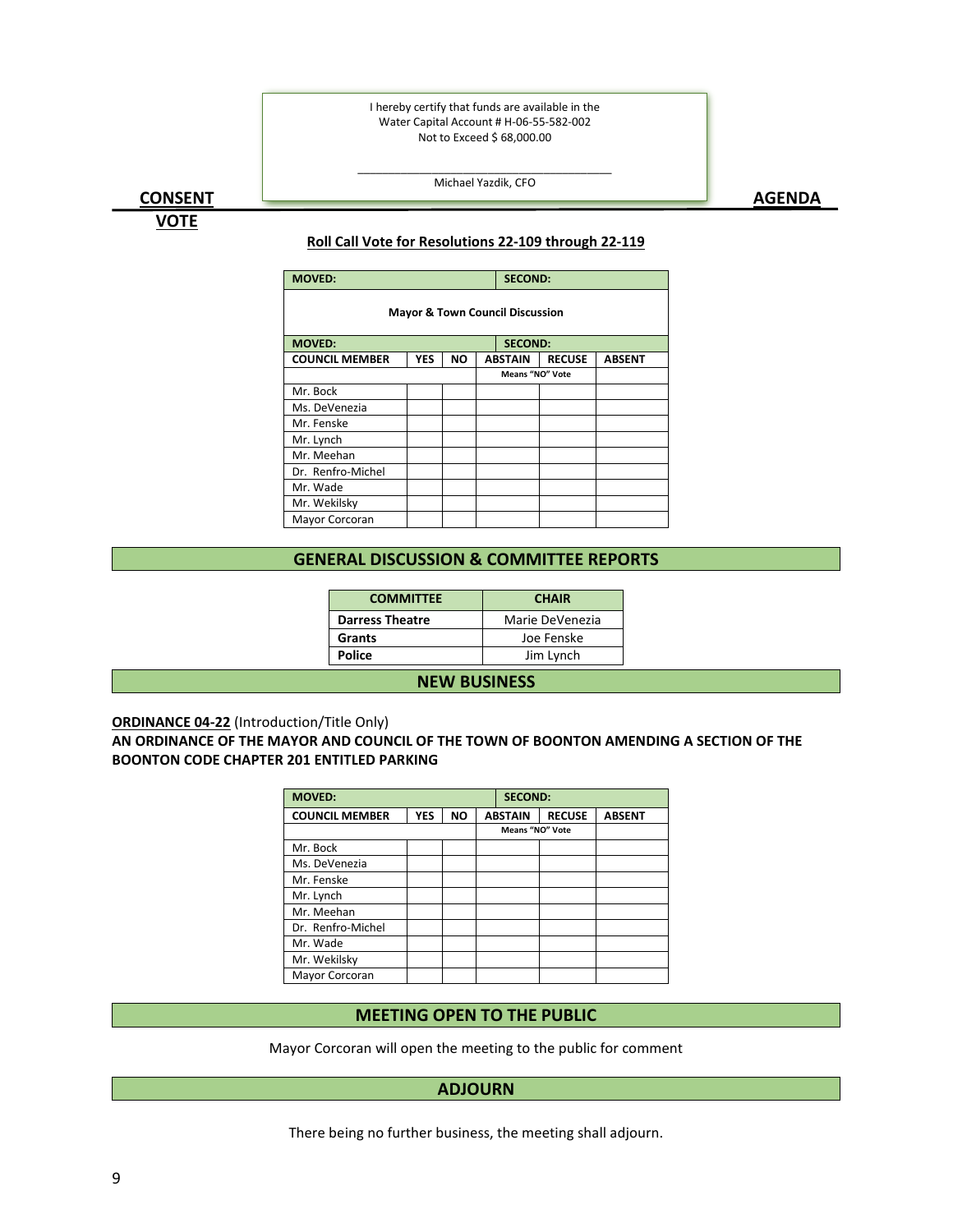I hereby certify that funds are available in the
Water Capital Account # H-06-55-582-002
Not to Exceed $ 68,000.00

\_\_\_\_\_\_\_\_\_\_\_\_\_\_\_\_\_\_\_\_\_\_\_\_\_\_\_\_\_\_\_\_\_\_\_\_\_\_\_\_

Michael Yazdik, CFO

## CONSENT VOTE AGENDA

**Roll Call Vote for Resolutions 22-109 through 22-119**

| MOVED: | | | SECOND: | | |
|---|---|---|---|---|---|
| **Mayor & Town Council Discussion** | | | | | |
| **MOVED:** | | | **SECOND:** | | |
| **COUNCIL MEMBER** | **YES** | **NO** | **ABSTAIN** | **RECUSE** | **ABSENT** |
| | | | Means "NO" Vote | | |
| Mr. Bock | | | | | |
| Ms. DeVenezia | | | | | |
| Mr. Fenske | | | | | |
| Mr. Lynch | | | | | |
| Mr. Meehan | | | | | |
| Dr. Renfro-Michel | | | | | |
| Mr. Wade | | | | | |
| Mr. Wekilsky | | | | | |
| Mayor Corcoran | | | | | |

## GENERAL DISCUSSION & COMMITTEE REPORTS

| COMMITTEE | CHAIR |
|---|---|
| **Darress Theatre** | Marie DeVenezia |
| **Grants** | Joe Fenske |
| **Police** | Jim Lynch |

## NEW BUSINESS

**ORDINANCE 04-22** (Introduction/Title Only)
**AN ORDINANCE OF THE MAYOR AND COUNCIL OF THE TOWN OF BOONTON AMENDING A SECTION OF THE BOONTON CODE CHAPTER 201 ENTITLED PARKING**

| MOVED: | | | SECOND: | | |
|---|---|---|---|---|---|
| **COUNCIL MEMBER** | **YES** | **NO** | **ABSTAIN** | **RECUSE** | **ABSENT** |
| | | | Means "NO" Vote | | |
| Mr. Bock | | | | | |
| Ms. DeVenezia | | | | | |
| Mr. Fenske | | | | | |
| Mr. Lynch | | | | | |
| Mr. Meehan | | | | | |
| Dr. Renfro-Michel | | | | | |
| Mr. Wade | | | | | |
| Mr. Wekilsky | | | | | |
| Mayor Corcoran | | | | | |

## MEETING OPEN TO THE PUBLIC

Mayor Corcoran will open the meeting to the public for comment

## ADJOURN

There being no further business, the meeting shall adjourn.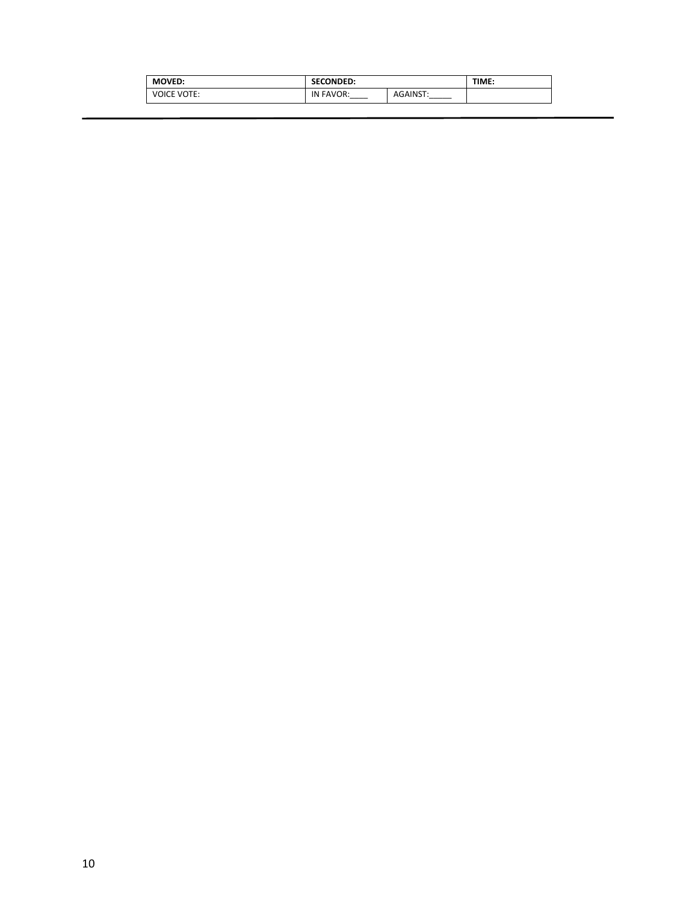| MOVED: | SECONDED: | | TIME: |
|---|---|---|---|
| VOICE VOTE: | IN FAVOR:____ | AGAINST:_____ | |

---